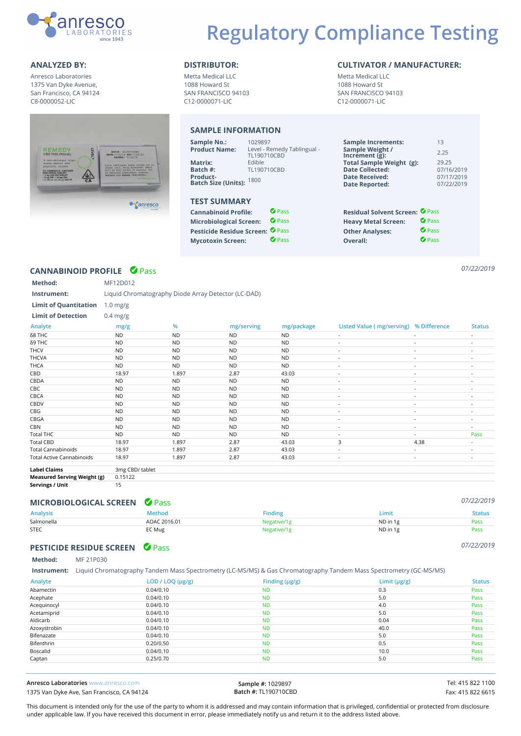# Regulatory Compliance Testing

**ANALYZED BY:**
Anresco Laboratories
1375 Van Dyke Avenue,
San Francisco, CA 94124
C8-0000052-LIC

**DISTRIBUTOR:**
Metta Medical LLC
1088 Howard St
SAN FRANCISCO 94103
C12-0000071-LIC

**CULTIVATOR / MANUFACTURER:**
Metta Medical LLC
1088 Howard St
SAN FRANCISCO 94103
C12-0000071-LIC

## SAMPLE INFORMATION

| | | | |
|---|---|---|---|
| **Sample No.:** | 1029897 | **Sample Increments:** | 13 |
| **Product Name:** | Level - Remedy Tablingual - TL190710CBD | **Sample Weight / Increment (g):** | 2.25 |
| **Matrix:** | Edible | **Total Sample Weight (g):** | 29.25 |
| **Batch #:** | TL190710CBD | **Date Collected:** | 07/16/2019 |
| **Product-Batch Size (Units):** | 1800 | **Date Received:** | 07/17/2019 |
| | | **Date Reported:** | 07/22/2019 |

## TEST SUMMARY

| | | | |
|---|---|---|---|
| **Cannabinoid Profile:** | Pass | **Residual Solvent Screen:** | Pass |
| **Microbiological Screen:** | Pass | **Heavy Metal Screen:** | Pass |
| **Pesticide Residue Screen:** | Pass | **Other Analyses:** | Pass |
| **Mycotoxin Screen:** | Pass | **Overall:** | Pass |

## CANNABINOID PROFILE Pass

*07/22/2019*

**Method:** MF12D012
**Instrument:** Liquid Chromatography Diode Array Detector (LC-DAD)
**Limit of Quantitation** 1.0 mg/g
**Limit of Detection** 0.4 mg/g

| Analyte | mg/g | % | mg/serving | mg/package | Listed Value ( mg/serving) | % Difference | Status |
|---|---|---|---|---|---|---|---|
| δ8 THC | ND | ND | ND | ND | - | - | - |
| δ9 THC | ND | ND | ND | ND | - | - | - |
| THCV | ND | ND | ND | ND | - | - | - |
| THCVA | ND | ND | ND | ND | - | - | - |
| THCA | ND | ND | ND | ND | - | - | - |
| CBD | 18.97 | 1.897 | 2.87 | 43.03 | - | - | - |
| CBDA | ND | ND | ND | ND | - | - | - |
| CBC | ND | ND | ND | ND | - | - | - |
| CBCA | ND | ND | ND | ND | - | - | - |
| CBDV | ND | ND | ND | ND | - | - | - |
| CBG | ND | ND | ND | ND | - | - | - |
| CBGA | ND | ND | ND | ND | - | - | - |
| CBN | ND | ND | ND | ND | - | - | - |
| Total THC | ND | ND | ND | ND | - | - | Pass |
| Total CBD | 18.97 | 1.897 | 2.87 | 43.03 | 3 | 4.38 | - |
| Total Cannabinoids | 18.97 | 1.897 | 2.87 | 43.03 | - | - | - |
| Total Active Cannabinoids | 18.97 | 1.897 | 2.87 | 43.03 | - | - | - |

| | |
|---|---|
| **Label Claims** | 3mg CBD/ tablet |
| **Measured Serving Weight (g)** | 0.15122 |
| **Servings / Unit** | 15 |

## MICROBIOLOGICAL SCREEN Pass

*07/22/2019*

| Analysis | Method | Finding | Limit | Status |
|---|---|---|---|---|
| Salmonella | AOAC 2016.01 | Negative/1g | ND in 1g | Pass |
| STEC | EC Mug | Negative/1g | ND in 1g | Pass |

## PESTICIDE RESIDUE SCREEN Pass

*07/22/2019*

**Method:** MF 21P030
**Instrument:** Liquid Chromatography Tandem Mass Spectrometry (LC-MS/MS) & Gas Chromatography Tandem Mass Spectrometry (GC-MS/MS)

| Analyte | LOD / LOQ (µg/g) | Finding (µg/g) | Limit (µg/g) | Status |
|---|---|---|---|---|
| Abamectin | 0.04/0.10 | ND | 0.3 | Pass |
| Acephate | 0.04/0.10 | ND | 5.0 | Pass |
| Acequinocyl | 0.04/0.10 | ND | 4.0 | Pass |
| Acetamiprid | 0.04/0.10 | ND | 5.0 | Pass |
| Aldicarb | 0.04/0.10 | ND | 0.04 | Pass |
| Azoxystrobin | 0.04/0.10 | ND | 40.0 | Pass |
| Bifenazate | 0.04/0.10 | ND | 5.0 | Pass |
| Bifenthrin | 0.20/0.50 | ND | 0.5 | Pass |
| Boscalid | 0.04/0.10 | ND | 10.0 | Pass |
| Captan | 0.25/0.70 | ND | 5.0 | Pass |

**Anresco Laboratories** www.anresco.com
1375 Van Dyke Ave, San Francisco, CA 94124

**Sample #:** 1029897
**Batch #:** TL190710CBD

Tel: 415 822 1100
Fax: 415 822 6615

This document is intended only for the use of the party to whom it is addressed and may contain information that is privileged, confidential or protected from disclosure under applicable law. If you have received this document in error, please immediately notify us and return it to the address listed above.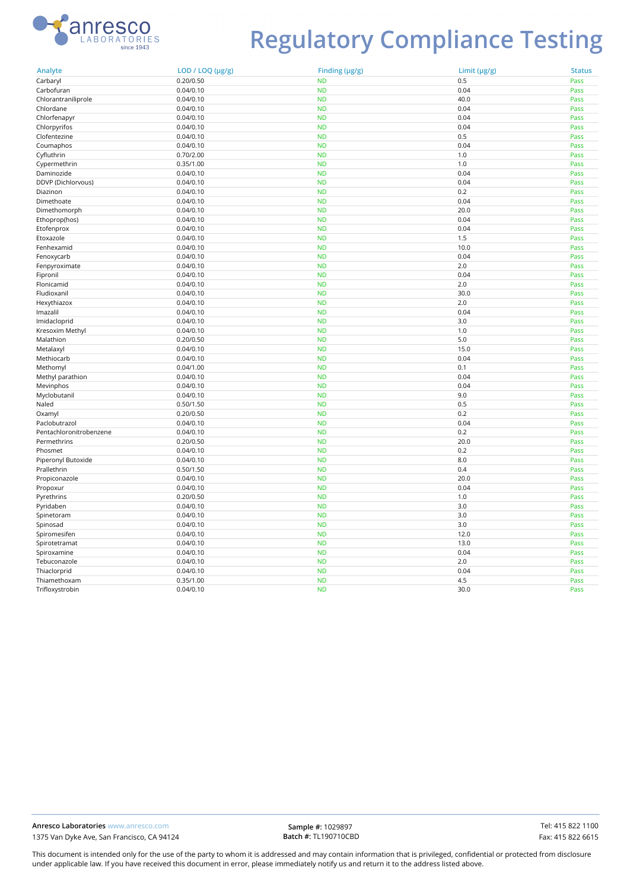# Regulatory Compliance Testing

| Analyte | LOD / LOQ (μg/g) | Finding (μg/g) | Limit (μg/g) | Status |
|---|---|---|---|---|
| Carbaryl | 0.20/0.50 | ND | 0.5 | Pass |
| Carbofuran | 0.04/0.10 | ND | 0.04 | Pass |
| Chlorantraniliprole | 0.04/0.10 | ND | 40.0 | Pass |
| Chlordane | 0.04/0.10 | ND | 0.04 | Pass |
| Chlorfenapyr | 0.04/0.10 | ND | 0.04 | Pass |
| Chlorpyrifos | 0.04/0.10 | ND | 0.04 | Pass |
| Clofentezine | 0.04/0.10 | ND | 0.5 | Pass |
| Coumaphos | 0.04/0.10 | ND | 0.04 | Pass |
| Cyfluthrin | 0.70/2.00 | ND | 1.0 | Pass |
| Cypermethrin | 0.35/1.00 | ND | 1.0 | Pass |
| Daminozide | 0.04/0.10 | ND | 0.04 | Pass |
| DDVP (Dichlorvous) | 0.04/0.10 | ND | 0.04 | Pass |
| Diazinon | 0.04/0.10 | ND | 0.2 | Pass |
| Dimethoate | 0.04/0.10 | ND | 0.04 | Pass |
| Dimethomorph | 0.04/0.10 | ND | 20.0 | Pass |
| Ethoprop(hos) | 0.04/0.10 | ND | 0.04 | Pass |
| Etofenprox | 0.04/0.10 | ND | 0.04 | Pass |
| Etoxazole | 0.04/0.10 | ND | 1.5 | Pass |
| Fenhexamid | 0.04/0.10 | ND | 10.0 | Pass |
| Fenoxycarb | 0.04/0.10 | ND | 0.04 | Pass |
| Fenpyroximate | 0.04/0.10 | ND | 2.0 | Pass |
| Fipronil | 0.04/0.10 | ND | 0.04 | Pass |
| Flonicamid | 0.04/0.10 | ND | 2.0 | Pass |
| Fludioxanil | 0.04/0.10 | ND | 30.0 | Pass |
| Hexythiazox | 0.04/0.10 | ND | 2.0 | Pass |
| Imazalil | 0.04/0.10 | ND | 0.04 | Pass |
| Imidacloprid | 0.04/0.10 | ND | 3.0 | Pass |
| Kresoxim Methyl | 0.04/0.10 | ND | 1.0 | Pass |
| Malathion | 0.20/0.50 | ND | 5.0 | Pass |
| Metalaxyl | 0.04/0.10 | ND | 15.0 | Pass |
| Methiocarb | 0.04/0.10 | ND | 0.04 | Pass |
| Methomyl | 0.04/1.00 | ND | 0.1 | Pass |
| Methyl parathion | 0.04/0.10 | ND | 0.04 | Pass |
| Mevinphos | 0.04/0.10 | ND | 0.04 | Pass |
| Myclobutanil | 0.04/0.10 | ND | 9.0 | Pass |
| Naled | 0.50/1.50 | ND | 0.5 | Pass |
| Oxamyl | 0.20/0.50 | ND | 0.2 | Pass |
| Paclobutrazol | 0.04/0.10 | ND | 0.04 | Pass |
| Pentachloronitrobenzene | 0.04/0.10 | ND | 0.2 | Pass |
| Permethrins | 0.20/0.50 | ND | 20.0 | Pass |
| Phosmet | 0.04/0.10 | ND | 0.2 | Pass |
| Piperonyl Butoxide | 0.04/0.10 | ND | 8.0 | Pass |
| Prallethrin | 0.50/1.50 | ND | 0.4 | Pass |
| Propiconazole | 0.04/0.10 | ND | 20.0 | Pass |
| Propoxur | 0.04/0.10 | ND | 0.04 | Pass |
| Pyrethrins | 0.20/0.50 | ND | 1.0 | Pass |
| Pyridaben | 0.04/0.10 | ND | 3.0 | Pass |
| Spinetoram | 0.04/0.10 | ND | 3.0 | Pass |
| Spinosad | 0.04/0.10 | ND | 3.0 | Pass |
| Spiromesifen | 0.04/0.10 | ND | 12.0 | Pass |
| Spirotetramat | 0.04/0.10 | ND | 13.0 | Pass |
| Spiroxamine | 0.04/0.10 | ND | 0.04 | Pass |
| Tebuconazole | 0.04/0.10 | ND | 2.0 | Pass |
| Thiaclorprid | 0.04/0.10 | ND | 0.04 | Pass |
| Thiamethoxam | 0.35/1.00 | ND | 4.5 | Pass |
| Trifloxystrobin | 0.04/0.10 | ND | 30.0 | Pass |

**Anresco Laboratories** www.anresco.com
1375 Van Dyke Ave, San Francisco, CA 94124

**Sample #:** 1029897
**Batch #:** TL190710CBD

Tel: 415 822 1100
Fax: 415 822 6615

This document is intended only for the use of the party to whom it is addressed and may contain information that is privileged, confidential or protected from disclosure under applicable law. If you have received this document in error, please immediately notify us and return it to the address listed above.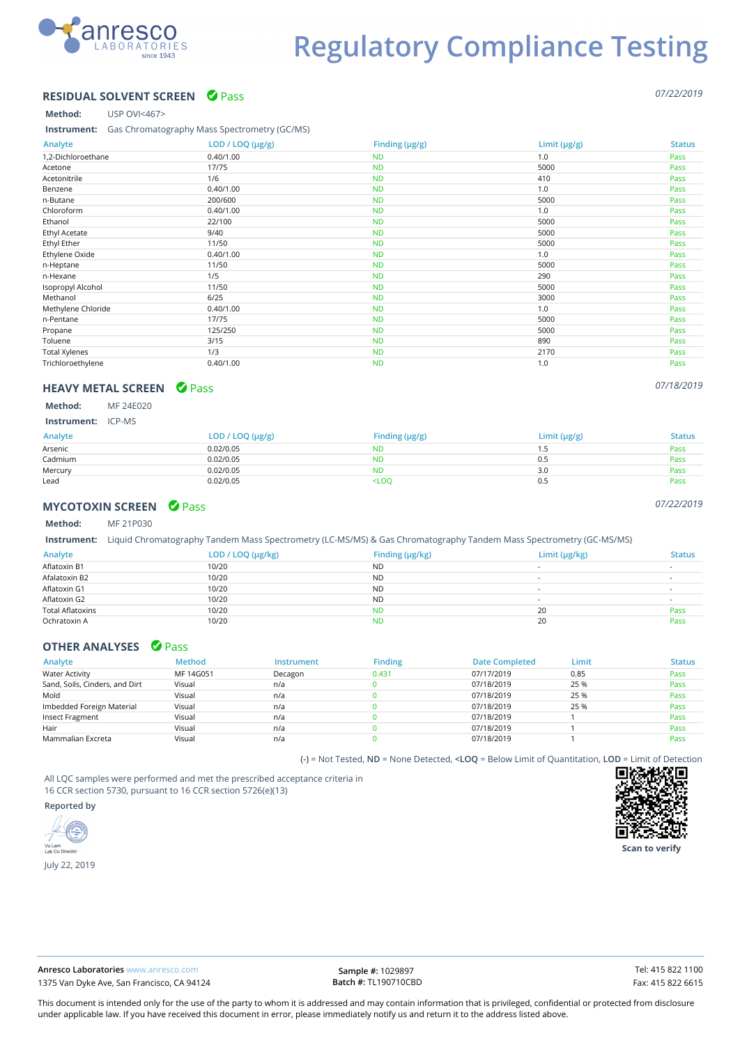# Regulatory Compliance Testing

## RESIDUAL SOLVENT SCREEN ✔ Pass

*07/22/2019*

**Method:** USP OVI<467>

**Instrument:** Gas Chromatography Mass Spectrometry (GC/MS)

| Analyte | LOD / LOQ (µg/g) | Finding (µg/g) | Limit (µg/g) | Status |
|---|---|---|---|---|
| 1,2-Dichloroethane | 0.40/1.00 | ND | 1.0 | Pass |
| Acetone | 17/75 | ND | 5000 | Pass |
| Acetonitrile | 1/6 | ND | 410 | Pass |
| Benzene | 0.40/1.00 | ND | 1.0 | Pass |
| n-Butane | 200/600 | ND | 5000 | Pass |
| Chloroform | 0.40/1.00 | ND | 1.0 | Pass |
| Ethanol | 22/100 | ND | 5000 | Pass |
| Ethyl Acetate | 9/40 | ND | 5000 | Pass |
| Ethyl Ether | 11/50 | ND | 5000 | Pass |
| Ethylene Oxide | 0.40/1.00 | ND | 1.0 | Pass |
| n-Heptane | 11/50 | ND | 5000 | Pass |
| n-Hexane | 1/5 | ND | 290 | Pass |
| Isopropyl Alcohol | 11/50 | ND | 5000 | Pass |
| Methanol | 6/25 | ND | 3000 | Pass |
| Methylene Chloride | 0.40/1.00 | ND | 1.0 | Pass |
| n-Pentane | 17/75 | ND | 5000 | Pass |
| Propane | 125/250 | ND | 5000 | Pass |
| Toluene | 3/15 | ND | 890 | Pass |
| Total Xylenes | 1/3 | ND | 2170 | Pass |
| Trichloroethylene | 0.40/1.00 | ND | 1.0 | Pass |

## HEAVY METAL SCREEN ✔ Pass

*07/18/2019*

**Method:** MF 24E020

**Instrument:** ICP-MS

| Analyte | LOD / LOQ (µg/g) | Finding (µg/g) | Limit (µg/g) | Status |
|---|---|---|---|---|
| Arsenic | 0.02/0.05 | ND | 1.5 | Pass |
| Cadmium | 0.02/0.05 | ND | 0.5 | Pass |
| Mercury | 0.02/0.05 | ND | 3.0 | Pass |
| Lead | 0.02/0.05 | <LOQ | 0.5 | Pass |

## MYCOTOXIN SCREEN ✔ Pass

*07/22/2019*

**Method:** MF 21P030

**Instrument:** Liquid Chromatography Tandem Mass Spectrometry (LC-MS/MS) & Gas Chromatography Tandem Mass Spectrometry (GC-MS/MS)

| Analyte | LOD / LOQ (µg/kg) | Finding (µg/kg) | Limit (µg/kg) | Status |
|---|---|---|---|---|
| Aflatoxin B1 | 10/20 | ND | - | - |
| Afalatoxin B2 | 10/20 | ND | - | - |
| Aflatoxin G1 | 10/20 | ND | - | - |
| Aflatoxin G2 | 10/20 | ND | - | - |
| Total Aflatoxins | 10/20 | ND | 20 | Pass |
| Ochratoxin A | 10/20 | ND | 20 | Pass |

## OTHER ANALYSES ✔ Pass

| Analyte | Method | Instrument | Finding | Date Completed | Limit | Status |
|---|---|---|---|---|---|---|
| Water Activity | MF 14G051 | Decagon | 0.431 | 07/17/2019 | 0.85 | Pass |
| Sand, Soils, Cinders, and Dirt | Visual | n/a | 0 | 07/18/2019 | 25 % | Pass |
| Mold | Visual | n/a | 0 | 07/18/2019 | 25 % | Pass |
| Imbedded Foreign Material | Visual | n/a | 0 | 07/18/2019 | 25 % | Pass |
| Insect Fragment | Visual | n/a | 0 | 07/18/2019 | 1 | Pass |
| Hair | Visual | n/a | 0 | 07/18/2019 | 1 | Pass |
| Mammalian Excreta | Visual | n/a | 0 | 07/18/2019 | 1 | Pass |

**(-)** = Not Tested, **ND** = None Detected, **<LOQ** = Below Limit of Quantitation, **LOD** = Limit of Detection

All LQC samples were performed and met the prescribed acceptance criteria in 16 CCR section 5730, pursuant to 16 CCR section 5726(e)(13)

**Reported by**

Vu Lam
Lab Co Director

July 22, 2019

**Scan to verify**

**Anresco Laboratories** www.anresco.com
1375 Van Dyke Ave, San Francisco, CA 94124

**Sample #:** 1029897
**Batch #:** TL190710CBD

Tel: 415 822 1100
Fax: 415 822 6615

This document is intended only for the use of the party to whom it is addressed and may contain information that is privileged, confidential or protected from disclosure under applicable law. If you have received this document in error, please immediately notify us and return it to the address listed above.